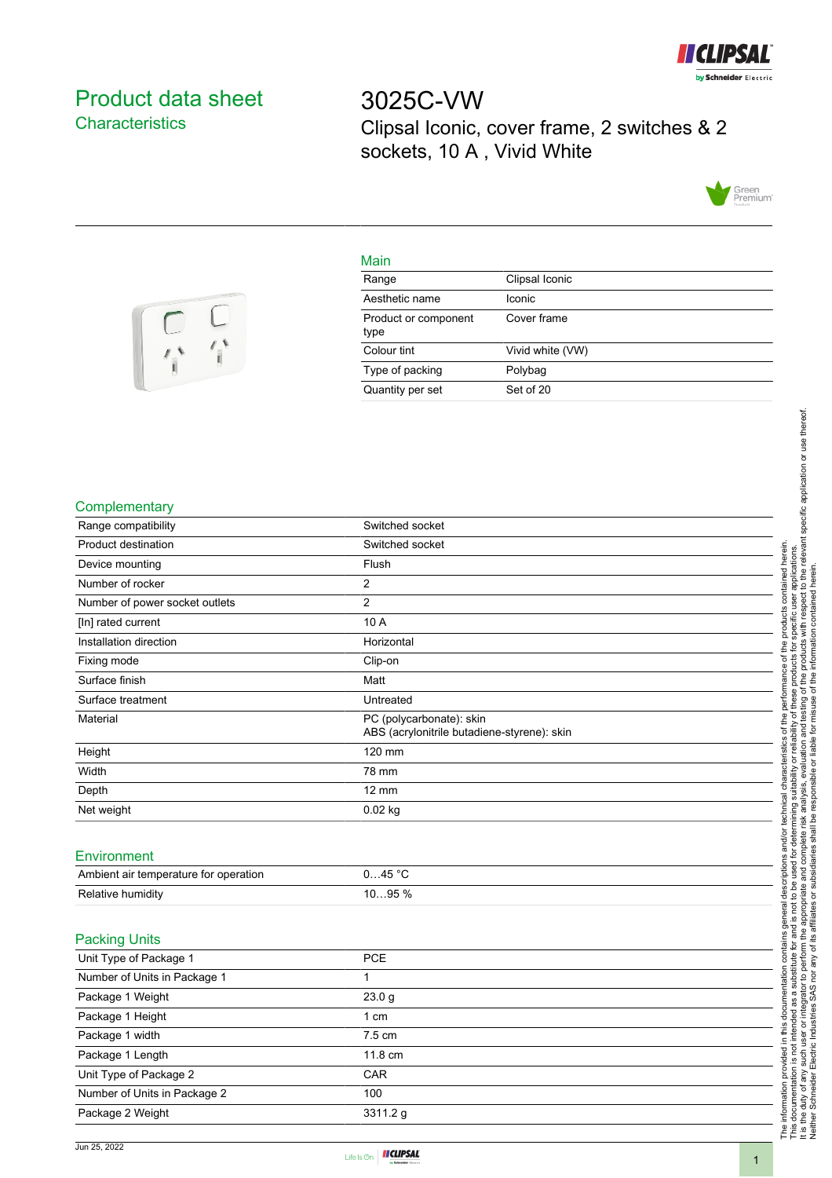# Product data sheet

## Characteristics

# 3025C-VW

Clipsal Iconic, cover frame, 2 switches & 2 sockets, 10 A , Vivid White

### Main

| | |
|---|---|
| Range | Clipsal Iconic |
| Aesthetic name | Iconic |
| Product or component type | Cover frame |
| Colour tint | Vivid white (VW) |
| Type of packing | Polybag |
| Quantity per set | Set of 20 |

### Complementary

| | |
|---|---|
| Range compatibility | Switched socket |
| Product destination | Switched socket |
| Device mounting | Flush |
| Number of rocker | 2 |
| Number of power socket outlets | 2 |
| [In] rated current | 10 A |
| Installation direction | Horizontal |
| Fixing mode | Clip-on |
| Surface finish | Matt |
| Surface treatment | Untreated |
| Material | PC (polycarbonate): skin<br>ABS (acrylonitrile butadiene-styrene): skin |
| Height | 120 mm |
| Width | 78 mm |
| Depth | 12 mm |
| Net weight | 0.02 kg |

### Environment

| | |
|---|---|
| Ambient air temperature for operation | 0…45 °C |
| Relative humidity | 10…95 % |

### Packing Units

| | |
|---|---|
| Unit Type of Package 1 | PCE |
| Number of Units in Package 1 | 1 |
| Package 1 Weight | 23.0 g |
| Package 1 Height | 1 cm |
| Package 1 width | 7.5 cm |
| Package 1 Length | 11.8 cm |
| Unit Type of Package 2 | CAR |
| Number of Units in Package 2 | 100 |
| Package 2 Weight | 3311.2 g |

The information provided in this documentation contains general descriptions and/or technical characteristics of the performance of the products contained herein. This documentation is not intended as a substitute for and is not to be used for determining suitability or reliability of these products for specific user applications. It is the duty of any such user or integrator to perform the appropriate and complete risk analysis, evaluation and testing of the products with respect to the relevant specific application or use thereof. Neither Schneider Electric Industries SAS nor any of its affiliates or subsidiaries shall be responsible or liable for misuse of the information contained herein.

Jun 25, 2022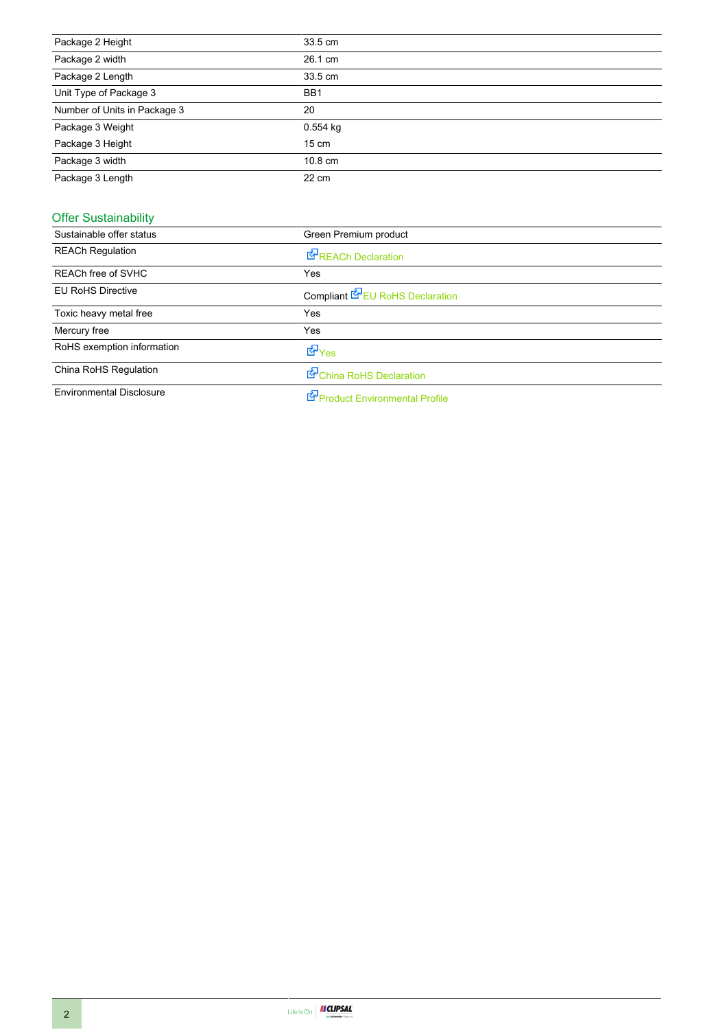| | |
|---|---|
| Package 2 Height | 33.5 cm |
| Package 2 width | 26.1 cm |
| Package 2 Length | 33.5 cm |
| Unit Type of Package 3 | BB1 |
| Number of Units in Package 3 | 20 |
| Package 3 Weight | 0.554 kg |
| Package 3 Height | 15 cm |
| Package 3 width | 10.8 cm |
| Package 3 Length | 22 cm |

## Offer Sustainability

| | |
|---|---|
| Sustainable offer status | Green Premium product |
| REACh Regulation | REACh Declaration |
| REACh free of SVHC | Yes |
| EU RoHS Directive | Compliant EU RoHS Declaration |
| Toxic heavy metal free | Yes |
| Mercury free | Yes |
| RoHS exemption information | Yes |
| China RoHS Regulation | China RoHS Declaration |
| Environmental Disclosure | Product Environmental Profile |